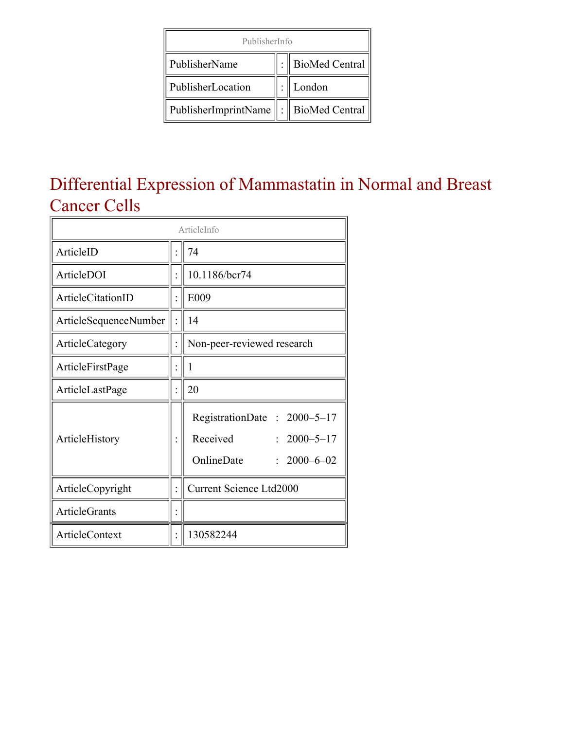| PublisherInfo | | |
|---|---|---|
| PublisherName | : | BioMed Central |
| PublisherLocation | : | London |
| PublisherImprintName | : | BioMed Central |

# Differential Expression of Mammastatin in Normal and Breast Cancer Cells

| ArticleInfo | | |
|---|---|---|
| ArticleID | : | 74 |
| ArticleDOI | : | 10.1186/bcr74 |
| ArticleCitationID | : | E009 |
| ArticleSequenceNumber | : | 14 |
| ArticleCategory | : | Non-peer-reviewed research |
| ArticleFirstPage | : | 1 |
| ArticleLastPage | : | 20 |
| ArticleHistory | : | RegistrationDate : 2000–5–17<br>Received : 2000–5–17<br>OnlineDate : 2000–6–02 |
| ArticleCopyright | : | Current Science Ltd2000 |
| ArticleGrants | : | |
| ArticleContext | : | 130582244 |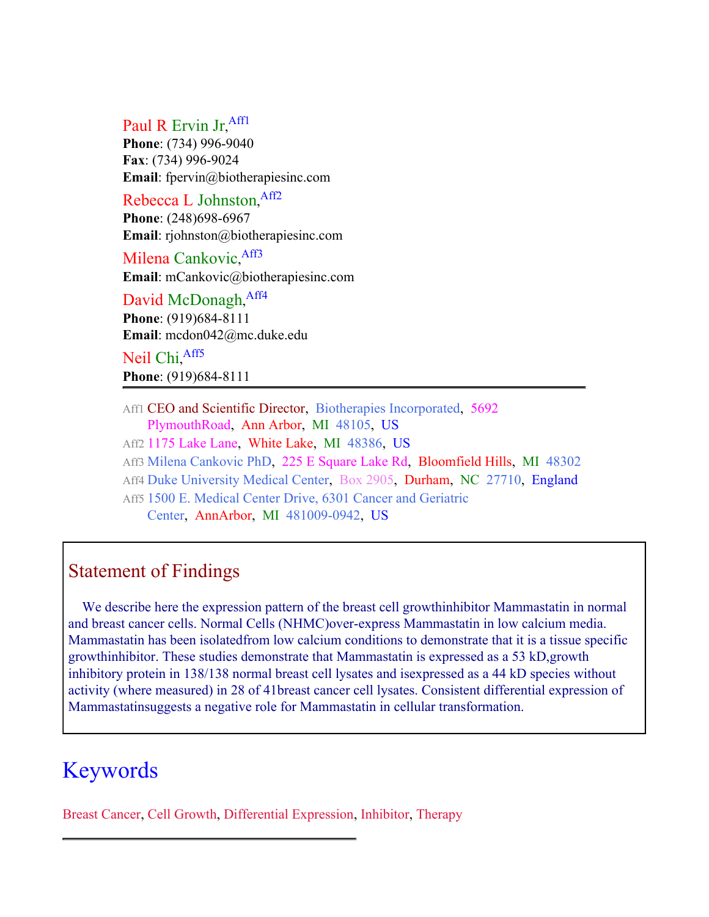Paul R Ervin Jr,[Aff1]
**Phone**: (734) 996-9040
**Fax**: (734) 996-9024
**Email**: fpervin@biotherapiesinc.com

Rebecca L Johnston,[Aff2]
**Phone**: (248)698-6967
**Email**: rjohnston@biotherapiesinc.com

Milena Cankovic,[Aff3]
**Email**: mCankovic@biotherapiesinc.com

David McDonagh,[Aff4]
**Phone**: (919)684-8111
**Email**: mcdon042@mc.duke.edu

Neil Chi,[Aff5]
**Phone**: (919)684-8111

---

Aff1 CEO and Scientific Director, Biotherapies Incorporated, 5692 PlymouthRoad, Ann Arbor, MI 48105, US

Aff2 1175 Lake Lane, White Lake, MI 48386, US

Aff3 Milena Cankovic PhD, 225 E Square Lake Rd, Bloomfield Hills, MI 48302

Aff4 Duke University Medical Center, Box 2905, Durham, NC 27710, England

Aff5 1500 E. Medical Center Drive, 6301 Cancer and Geriatric Center, AnnArbor, MI 481009-0942, US

## Statement of Findings

We describe here the expression pattern of the breast cell growthinhibitor Mammastatin in normal and breast cancer cells. Normal Cells (NHMC)over-express Mammastatin in low calcium media. Mammastatin has been isolatedfrom low calcium conditions to demonstrate that it is a tissue specific growthinhibitor. These studies demonstrate that Mammastatin is expressed as a 53 kD,growth inhibitory protein in 138/138 normal breast cell lysates and isexpressed as a 44 kD species without activity (where measured) in 28 of 41breast cancer cell lysates. Consistent differential expression of Mammastatinsuggests a negative role for Mammastatin in cellular transformation.

# Keywords

Breast Cancer, Cell Growth, Differential Expression, Inhibitor, Therapy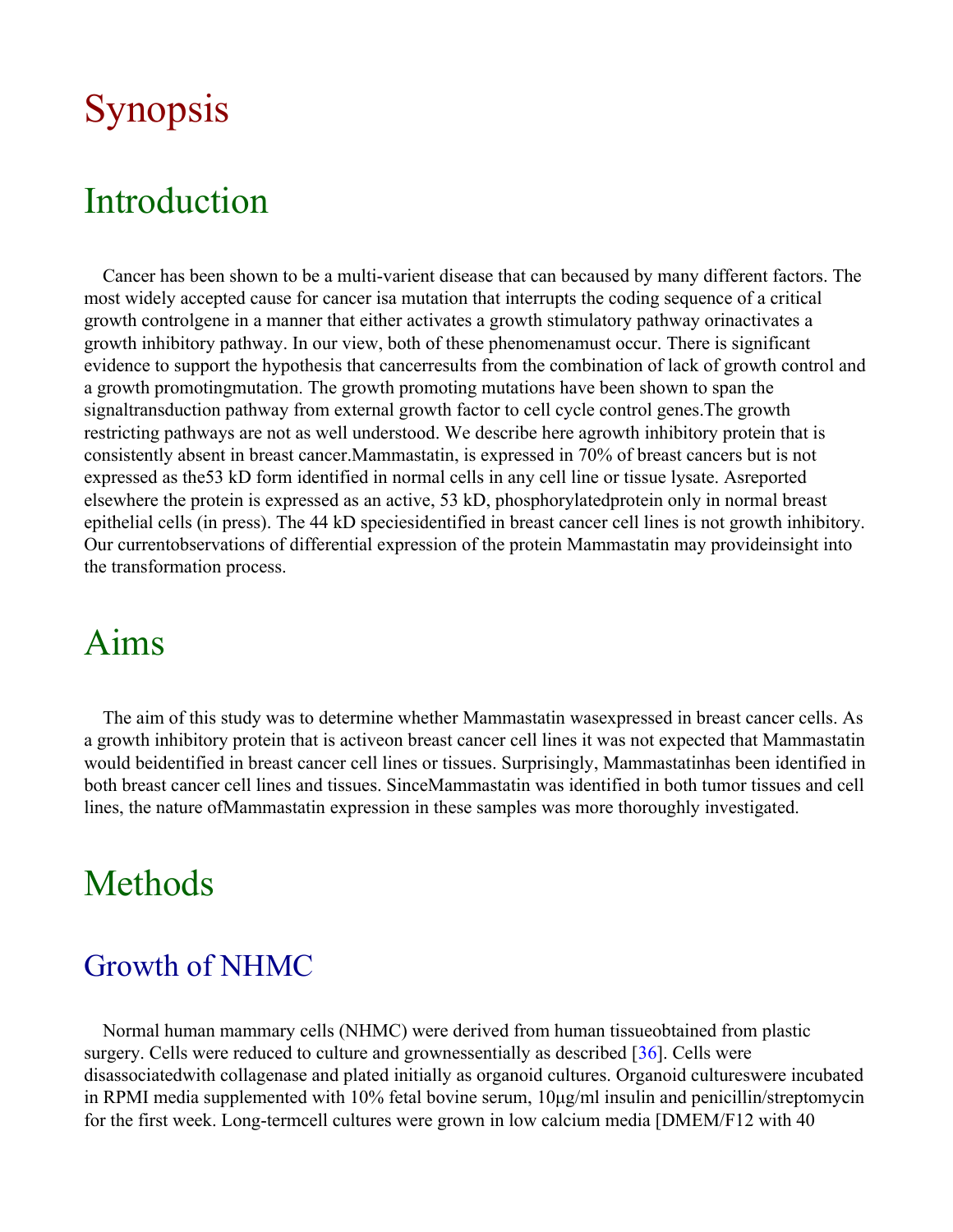# Synopsis

## Introduction

Cancer has been shown to be a multi-varient disease that can becaused by many different factors. The most widely accepted cause for cancer isa mutation that interrupts the coding sequence of a critical growth controlgene in a manner that either activates a growth stimulatory pathway orinactivates a growth inhibitory pathway. In our view, both of these phenomenamust occur. There is significant evidence to support the hypothesis that cancerresults from the combination of lack of growth control and a growth promotingmutation. The growth promoting mutations have been shown to span the signaltransduction pathway from external growth factor to cell cycle control genes.The growth restricting pathways are not as well understood. We describe here agrowth inhibitory protein that is consistently absent in breast cancer.Mammastatin, is expressed in 70% of breast cancers but is not expressed as the53 kD form identified in normal cells in any cell line or tissue lysate. Asreported elsewhere the protein is expressed as an active, 53 kD, phosphorylatedprotein only in normal breast epithelial cells (in press). The 44 kD speciesidentified in breast cancer cell lines is not growth inhibitory. Our currentobservations of differential expression of the protein Mammastatin may provideinsight into the transformation process.

## Aims

The aim of this study was to determine whether Mammastatin wasexpressed in breast cancer cells. As a growth inhibitory protein that is activeon breast cancer cell lines it was not expected that Mammastatin would beidentified in breast cancer cell lines or tissues. Surprisingly, Mammastatinhas been identified in both breast cancer cell lines and tissues. SinceMammastatin was identified in both tumor tissues and cell lines, the nature ofMammastatin expression in these samples was more thoroughly investigated.

## Methods

### Growth of NHMC

Normal human mammary cells (NHMC) were derived from human tissueobtained from plastic surgery. Cells were reduced to culture and grownessentially as described [36]. Cells were disassociatedwith collagenase and plated initially as organoid cultures. Organoid cultureswere incubated in RPMI media supplemented with 10% fetal bovine serum, 10μg/ml insulin and penicillin/streptomycin for the first week. Long-termcell cultures were grown in low calcium media [DMEM/F12 with 40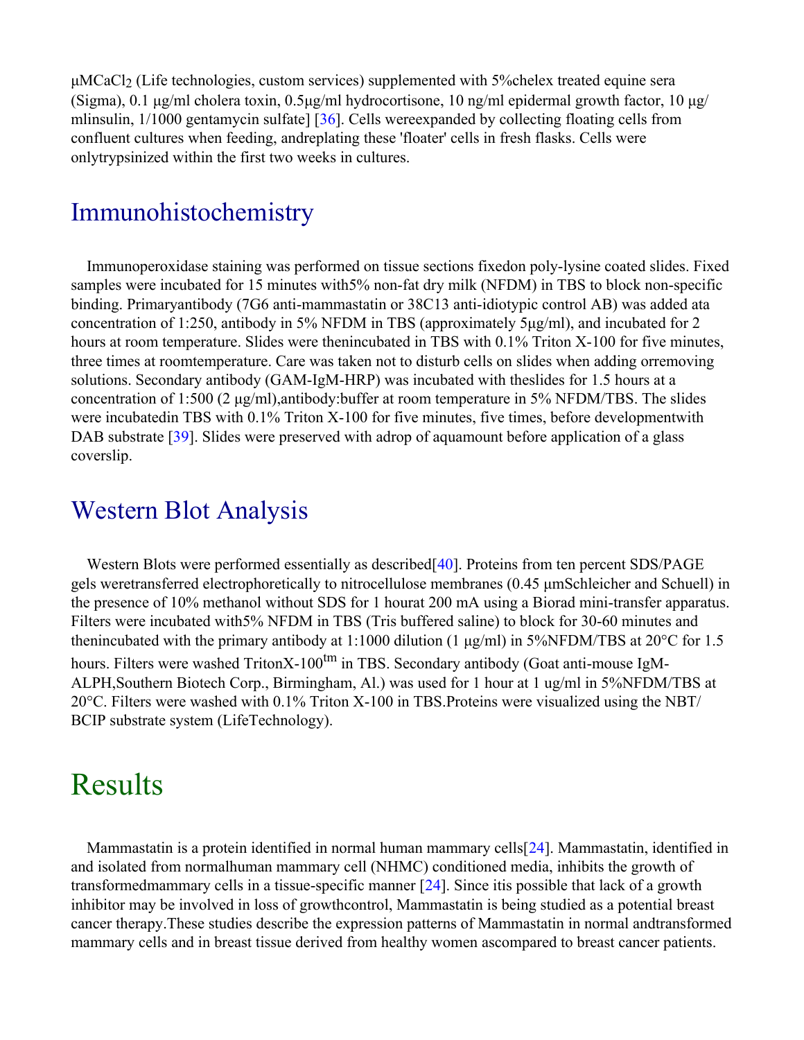µMCaCl$_2$ (Life technologies, custom services) supplemented with 5%chelex treated equine sera (Sigma), 0.1 µg/ml cholera toxin, 0.5µg/ml hydrocortisone, 10 ng/ml epidermal growth factor, 10 µg/mlinsulin, 1/1000 gentamycin sulfate] [36]. Cells wereexpanded by collecting floating cells from confluent cultures when feeding, andreplating these 'floater' cells in fresh flasks. Cells were onlytrypsinized within the first two weeks in cultures.

## Immunohistochemistry

Immunoperoxidase staining was performed on tissue sections fixedon poly-lysine coated slides. Fixed samples were incubated for 15 minutes with5% non-fat dry milk (NFDM) in TBS to block non-specific binding. Primaryantibody (7G6 anti-mammastatin or 38C13 anti-idiotypic control AB) was added ata concentration of 1:250, antibody in 5% NFDM in TBS (approximately 5µg/ml), and incubated for 2 hours at room temperature. Slides were thenincubated in TBS with 0.1% Triton X-100 for five minutes, three times at roomtemperature. Care was taken not to disturb cells on slides when adding orremoving solutions. Secondary antibody (GAM-IgM-HRP) was incubated with theslides for 1.5 hours at a concentration of 1:500 (2 µg/ml),antibody:buffer at room temperature in 5% NFDM/TBS. The slides were incubatedin TBS with 0.1% Triton X-100 for five minutes, five times, before developmentwith DAB substrate [39]. Slides were preserved with adrop of aquamount before application of a glass coverslip.

## Western Blot Analysis

Western Blots were performed essentially as described[40]. Proteins from ten percent SDS/PAGE gels weretransferred electrophoretically to nitrocellulose membranes (0.45 µmSchleicher and Schuell) in the presence of 10% methanol without SDS for 1 hourat 200 mA using a Biorad mini-transfer apparatus. Filters were incubated with5% NFDM in TBS (Tris buffered saline) to block for 30-60 minutes and thenincubated with the primary antibody at 1:1000 dilution (1 µg/ml) in 5%NFDM/TBS at 20°C for 1.5 hours. Filters were washed TritonX-100$^{tm}$ in TBS. Secondary antibody (Goat anti-mouse IgM-ALPH,Southern Biotech Corp., Birmingham, Al.) was used for 1 hour at 1 ug/ml in 5%NFDM/TBS at 20°C. Filters were washed with 0.1% Triton X-100 in TBS.Proteins were visualized using the NBT/BCIP substrate system (LifeTechnology).

# Results

Mammastatin is a protein identified in normal human mammary cells[24]. Mammastatin, identified in and isolated from normalhuman mammary cell (NHMC) conditioned media, inhibits the growth of transformedmammary cells in a tissue-specific manner [24]. Since itis possible that lack of a growth inhibitor may be involved in loss of growthcontrol, Mammastatin is being studied as a potential breast cancer therapy.These studies describe the expression patterns of Mammastatin in normal andtransformed mammary cells and in breast tissue derived from healthy women ascompared to breast cancer patients.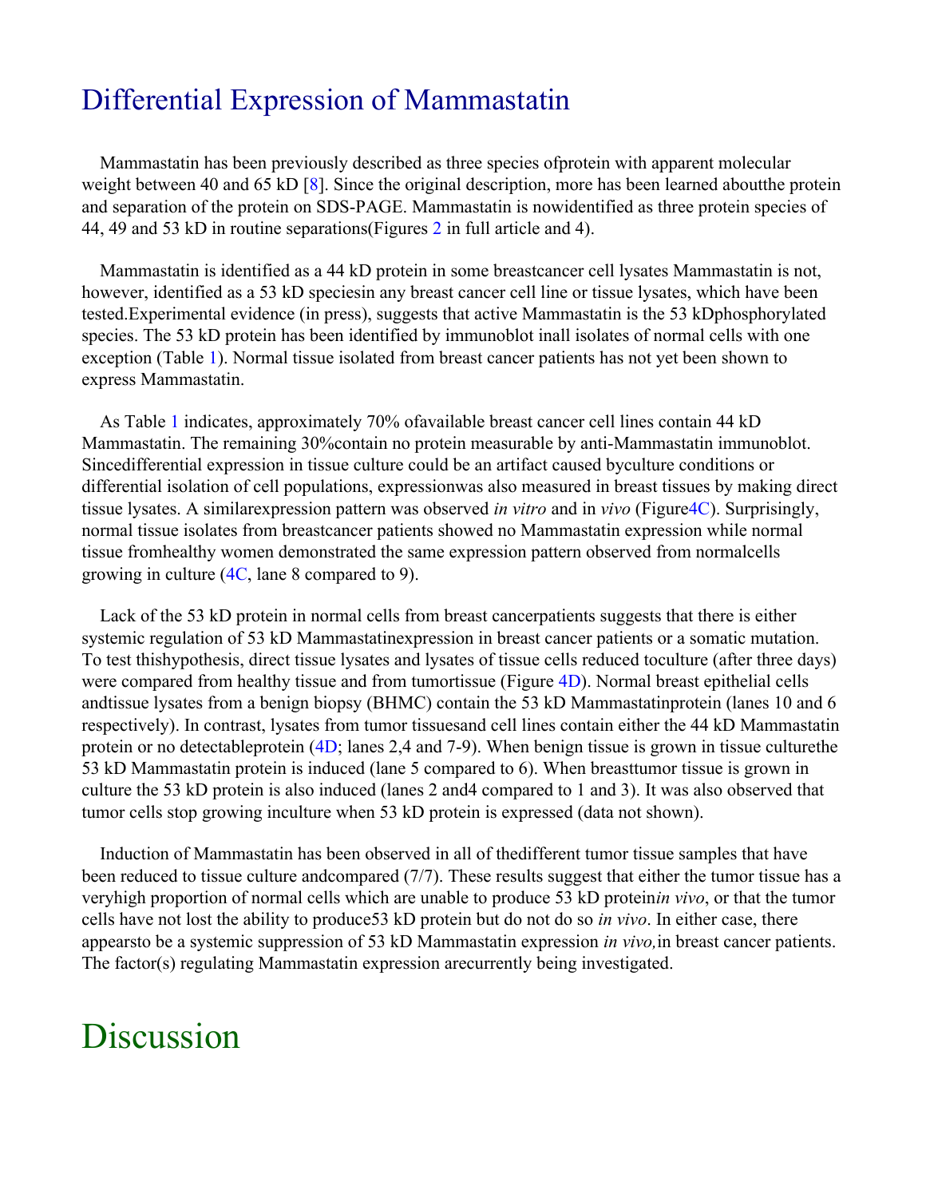## Differential Expression of Mammastatin

Mammastatin has been previously described as three species ofprotein with apparent molecular weight between 40 and 65 kD [8]. Since the original description, more has been learned aboutthe protein and separation of the protein on SDS-PAGE. Mammastatin is nowidentified as three protein species of 44, 49 and 53 kD in routine separations(Figures 2 in full article and 4).

Mammastatin is identified as a 44 kD protein in some breastcancer cell lysates Mammastatin is not, however, identified as a 53 kD speciesin any breast cancer cell line or tissue lysates, which have been tested.Experimental evidence (in press), suggests that active Mammastatin is the 53 kDphosphorylated species. The 53 kD protein has been identified by immunoblot inall isolates of normal cells with one exception (Table 1). Normal tissue isolated from breast cancer patients has not yet been shown to express Mammastatin.

As Table 1 indicates, approximately 70% ofavailable breast cancer cell lines contain 44 kD Mammastatin. The remaining 30%contain no protein measurable by anti-Mammastatin immunoblot. Sincedifferential expression in tissue culture could be an artifact caused byculture conditions or differential isolation of cell populations, expressionwas also measured in breast tissues by making direct tissue lysates. A similarexpression pattern was observed *in vitro* and in *vivo* (Figure4C). Surprisingly, normal tissue isolates from breastcancer patients showed no Mammastatin expression while normal tissue fromhealthy women demonstrated the same expression pattern observed from normalcells growing in culture (4C, lane 8 compared to 9).

Lack of the 53 kD protein in normal cells from breast cancerpatients suggests that there is either systemic regulation of 53 kD Mammastatinexpression in breast cancer patients or a somatic mutation. To test thishypothesis, direct tissue lysates and lysates of tissue cells reduced toculture (after three days) were compared from healthy tissue and from tumortissue (Figure 4D). Normal breast epithelial cells andtissue lysates from a benign biopsy (BHMC) contain the 53 kD Mammastatinprotein (lanes 10 and 6 respectively). In contrast, lysates from tumor tissuesand cell lines contain either the 44 kD Mammastatin protein or no detectableprotein (4D; lanes 2,4 and 7-9). When benign tissue is grown in tissue culturethe 53 kD Mammastatin protein is induced (lane 5 compared to 6). When breasttumor tissue is grown in culture the 53 kD protein is also induced (lanes 2 and4 compared to 1 and 3). It was also observed that tumor cells stop growing inculture when 53 kD protein is expressed (data not shown).

Induction of Mammastatin has been observed in all of thedifferent tumor tissue samples that have been reduced to tissue culture andcompared (7/7). These results suggest that either the tumor tissue has a veryhigh proportion of normal cells which are unable to produce 53 kD protein*in vivo*, or that the tumor cells have not lost the ability to produce53 kD protein but do not do so *in vivo*. In either case, there appearsto be a systemic suppression of 53 kD Mammastatin expression *in vivo,*in breast cancer patients. The factor(s) regulating Mammastatin expression arecurrently being investigated.

# Discussion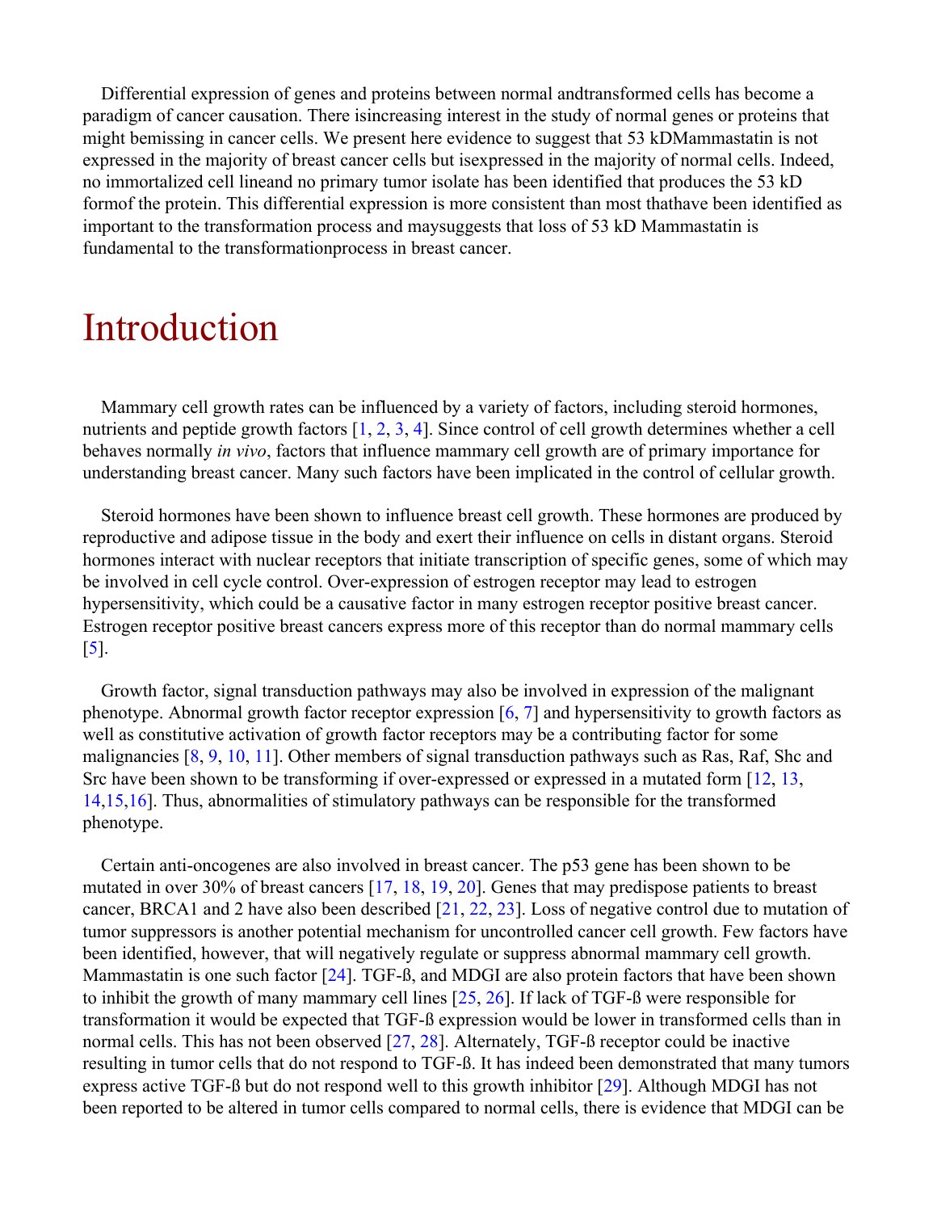Differential expression of genes and proteins between normal andtransformed cells has become a paradigm of cancer causation. There isincreasing interest in the study of normal genes or proteins that might bemissing in cancer cells. We present here evidence to suggest that 53 kDMammastatin is not expressed in the majority of breast cancer cells but isexpressed in the majority of normal cells. Indeed, no immortalized cell lineand no primary tumor isolate has been identified that produces the 53 kD formof the protein. This differential expression is more consistent than most thathave been identified as important to the transformation process and maysuggests that loss of 53 kD Mammastatin is fundamental to the transformationprocess in breast cancer.

# Introduction

Mammary cell growth rates can be influenced by a variety of factors, including steroid hormones, nutrients and peptide growth factors [1, 2, 3, 4]. Since control of cell growth determines whether a cell behaves normally *in vivo*, factors that influence mammary cell growth are of primary importance for understanding breast cancer. Many such factors have been implicated in the control of cellular growth.

Steroid hormones have been shown to influence breast cell growth. These hormones are produced by reproductive and adipose tissue in the body and exert their influence on cells in distant organs. Steroid hormones interact with nuclear receptors that initiate transcription of specific genes, some of which may be involved in cell cycle control. Over-expression of estrogen receptor may lead to estrogen hypersensitivity, which could be a causative factor in many estrogen receptor positive breast cancer. Estrogen receptor positive breast cancers express more of this receptor than do normal mammary cells [5].

Growth factor, signal transduction pathways may also be involved in expression of the malignant phenotype. Abnormal growth factor receptor expression [6, 7] and hypersensitivity to growth factors as well as constitutive activation of growth factor receptors may be a contributing factor for some malignancies [8, 9, 10, 11]. Other members of signal transduction pathways such as Ras, Raf, Shc and Src have been shown to be transforming if over-expressed or expressed in a mutated form [12, 13, 14,15,16]. Thus, abnormalities of stimulatory pathways can be responsible for the transformed phenotype.

Certain anti-oncogenes are also involved in breast cancer. The p53 gene has been shown to be mutated in over 30% of breast cancers [17, 18, 19, 20]. Genes that may predispose patients to breast cancer, BRCA1 and 2 have also been described [21, 22, 23]. Loss of negative control due to mutation of tumor suppressors is another potential mechanism for uncontrolled cancer cell growth. Few factors have been identified, however, that will negatively regulate or suppress abnormal mammary cell growth. Mammastatin is one such factor [24]. TGF-ß, and MDGI are also protein factors that have been shown to inhibit the growth of many mammary cell lines [25, 26]. If lack of TGF-ß were responsible for transformation it would be expected that TGF-ß expression would be lower in transformed cells than in normal cells. This has not been observed [27, 28]. Alternately, TGF-ß receptor could be inactive resulting in tumor cells that do not respond to TGF-ß. It has indeed been demonstrated that many tumors express active TGF-ß but do not respond well to this growth inhibitor [29]. Although MDGI has not been reported to be altered in tumor cells compared to normal cells, there is evidence that MDGI can be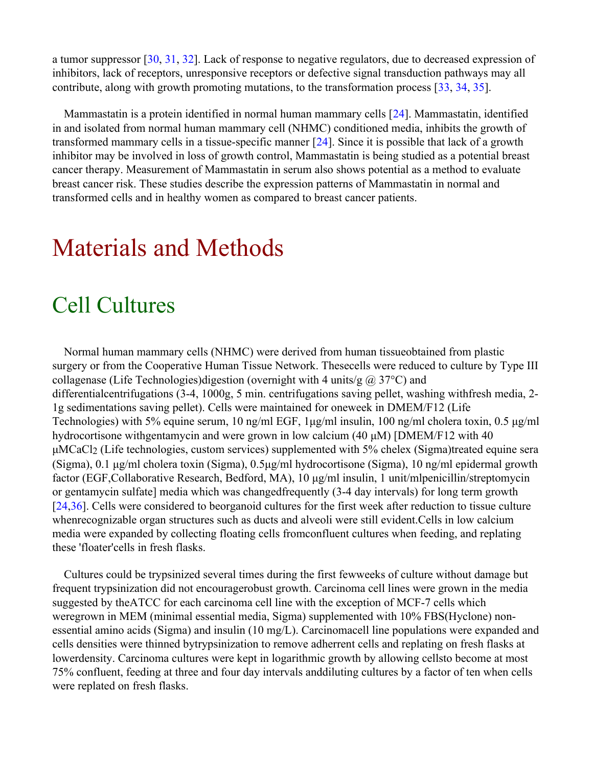a tumor suppressor [30, 31, 32]. Lack of response to negative regulators, due to decreased expression of inhibitors, lack of receptors, unresponsive receptors or defective signal transduction pathways may all contribute, along with growth promoting mutations, to the transformation process [33, 34, 35].

Mammastatin is a protein identified in normal human mammary cells [24]. Mammastatin, identified in and isolated from normal human mammary cell (NHMC) conditioned media, inhibits the growth of transformed mammary cells in a tissue-specific manner [24]. Since it is possible that lack of a growth inhibitor may be involved in loss of growth control, Mammastatin is being studied as a potential breast cancer therapy. Measurement of Mammastatin in serum also shows potential as a method to evaluate breast cancer risk. These studies describe the expression patterns of Mammastatin in normal and transformed cells and in healthy women as compared to breast cancer patients.

# Materials and Methods

## Cell Cultures

Normal human mammary cells (NHMC) were derived from human tissueobtained from plastic surgery or from the Cooperative Human Tissue Network. Thesecells were reduced to culture by Type III collagenase (Life Technologies)digestion (overnight with 4 units/g @ 37°C) and differentialcentrifugations (3-4, 1000g, 5 min. centrifugations saving pellet, washing withfresh media, 2-1g sedimentations saving pellet). Cells were maintained for oneweek in DMEM/F12 (Life Technologies) with 5% equine serum, 10 ng/ml EGF, 1μg/ml insulin, 100 ng/ml cholera toxin, 0.5 μg/ml hydrocortisone withgentamycin and were grown in low calcium (40 μM) [DMEM/F12 with 40 μM$CaCl_2$ (Life technologies, custom services) supplemented with 5% chelex (Sigma)treated equine sera (Sigma), 0.1 μg/ml cholera toxin (Sigma), 0.5μg/ml hydrocortisone (Sigma), 10 ng/ml epidermal growth factor (EGF,Collaborative Research, Bedford, MA), 10 μg/ml insulin, 1 unit/mlpenicillin/streptomycin or gentamycin sulfate] media which was changedfrequently (3-4 day intervals) for long term growth [24,36]. Cells were considered to beorganoid cultures for the first week after reduction to tissue culture whenrecognizable organ structures such as ducts and alveoli were still evident.Cells in low calcium media were expanded by collecting floating cells fromconfluent cultures when feeding, and replating these 'floater'cells in fresh flasks.

Cultures could be trypsinized several times during the first fewweeks of culture without damage but frequent trypsinization did not encouragerobust growth. Carcinoma cell lines were grown in the media suggested by theATCC for each carcinoma cell line with the exception of MCF-7 cells which weregrown in MEM (minimal essential media, Sigma) supplemented with 10% FBS(Hyclone) non-essential amino acids (Sigma) and insulin (10 mg/L). Carcinomacell line populations were expanded and cells densities were thinned bytrypsinization to remove adherrent cells and replating on fresh flasks at lowerdensity. Carcinoma cultures were kept in logarithmic growth by allowing cellsto become at most 75% confluent, feeding at three and four day intervals anddiluting cultures by a factor of ten when cells were replated on fresh flasks.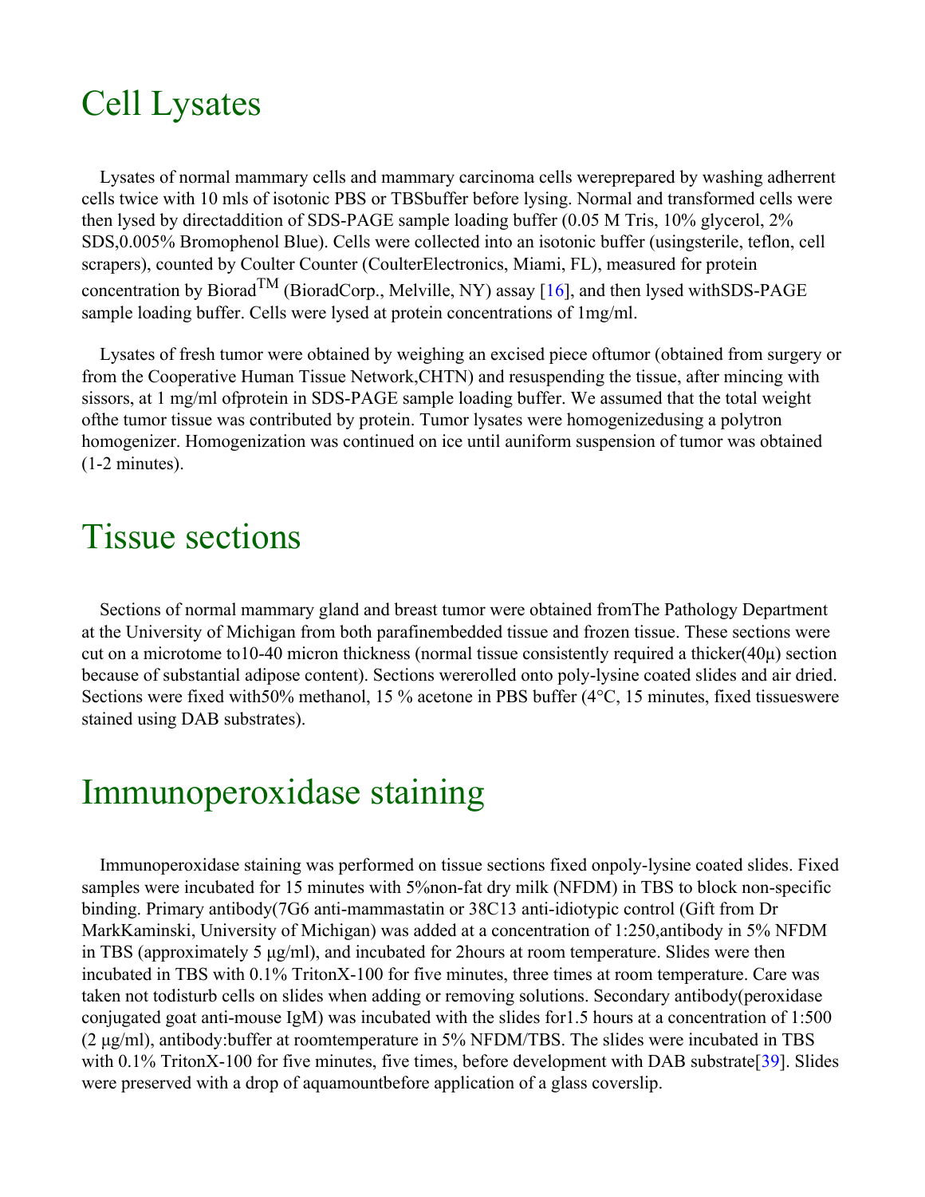# Cell Lysates

Lysates of normal mammary cells and mammary carcinoma cells wereprepared by washing adherrent cells twice with 10 mls of isotonic PBS or TBSbuffer before lysing. Normal and transformed cells were then lysed by directaddition of SDS-PAGE sample loading buffer (0.05 M Tris, 10% glycerol, 2% SDS,0.005% Bromophenol Blue). Cells were collected into an isotonic buffer (usingsterile, teflon, cell scrapers), counted by Coulter Counter (CoulterElectronics, Miami, FL), measured for protein concentration by Biorad™ (BioradCorp., Melville, NY) assay [16], and then lysed withSDS-PAGE sample loading buffer. Cells were lysed at protein concentrations of 1mg/ml.

Lysates of fresh tumor were obtained by weighing an excised piece oftumor (obtained from surgery or from the Cooperative Human Tissue Network,CHTN) and resuspending the tissue, after mincing with sissors, at 1 mg/ml ofprotein in SDS-PAGE sample loading buffer. We assumed that the total weight ofthe tumor tissue was contributed by protein. Tumor lysates were homogenizedusing a polytron homogenizer. Homogenization was continued on ice until auniform suspension of tumor was obtained (1-2 minutes).

# Tissue sections

Sections of normal mammary gland and breast tumor were obtained fromThe Pathology Department at the University of Michigan from both parafinembedded tissue and frozen tissue. These sections were cut on a microtome to10-40 micron thickness (normal tissue consistently required a thicker(40μ) section because of substantial adipose content). Sections wererolled onto poly-lysine coated slides and air dried. Sections were fixed with50% methanol, 15 % acetone in PBS buffer (4°C, 15 minutes, fixed tissueswere stained using DAB substrates).

# Immunoperoxidase staining

Immunoperoxidase staining was performed on tissue sections fixed onpoly-lysine coated slides. Fixed samples were incubated for 15 minutes with 5%non-fat dry milk (NFDM) in TBS to block non-specific binding. Primary antibody(7G6 anti-mammastatin or 38C13 anti-idiotypic control (Gift from Dr MarkKaminski, University of Michigan) was added at a concentration of 1:250,antibody in 5% NFDM in TBS (approximately 5 μg/ml), and incubated for 2hours at room temperature. Slides were then incubated in TBS with 0.1% TritonX-100 for five minutes, three times at room temperature. Care was taken not todisturb cells on slides when adding or removing solutions. Secondary antibody(peroxidase conjugated goat anti-mouse IgM) was incubated with the slides for1.5 hours at a concentration of 1:500 (2 μg/ml), antibody:buffer at roomtemperature in 5% NFDM/TBS. The slides were incubated in TBS with 0.1% TritonX-100 for five minutes, five times, before development with DAB substrate[39]. Slides were preserved with a drop of aquamountbefore application of a glass coverslip.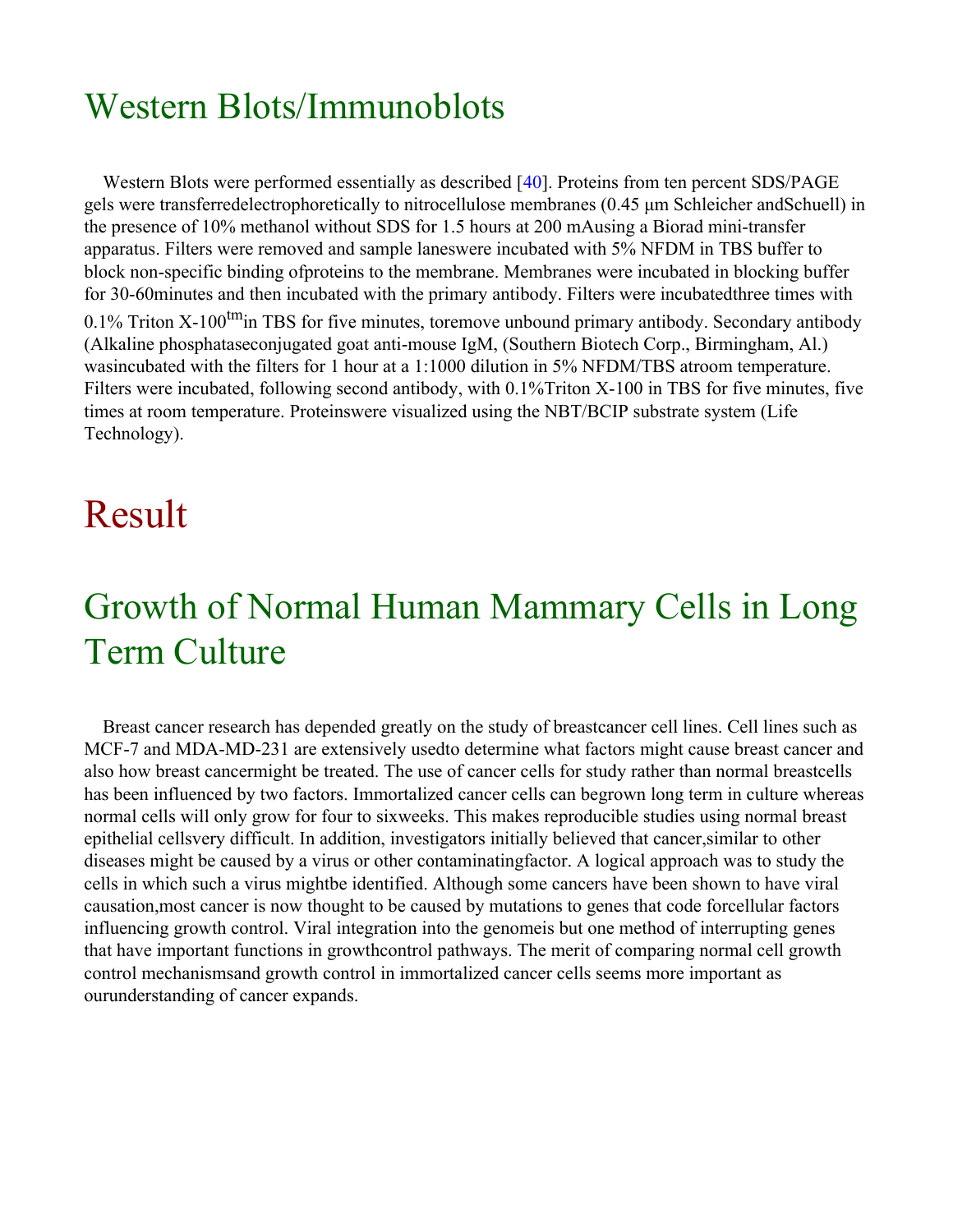## Western Blots/Immunoblots

Western Blots were performed essentially as described [40]. Proteins from ten percent SDS/PAGE gels were transferredelectrophoretically to nitrocellulose membranes (0.45 µm Schleicher andSchuell) in the presence of 10% methanol without SDS for 1.5 hours at 200 mAusing a Biorad mini-transfer apparatus. Filters were removed and sample laneswere incubated with 5% NFDM in TBS buffer to block non-specific binding ofproteins to the membrane. Membranes were incubated in blocking buffer for 30-60minutes and then incubated with the primary antibody. Filters were incubatedthree times with 0.1% Triton X-100$^{tm}$in TBS for five minutes, toremove unbound primary antibody. Secondary antibody (Alkaline phosphataseconjugated goat anti-mouse IgM, (Southern Biotech Corp., Birmingham, Al.) wasincubated with the filters for 1 hour at a 1:1000 dilution in 5% NFDM/TBS atroom temperature. Filters were incubated, following second antibody, with 0.1%Triton X-100 in TBS for five minutes, five times at room temperature. Proteinswere visualized using the NBT/BCIP substrate system (Life Technology).

# Result

## Growth of Normal Human Mammary Cells in Long Term Culture

Breast cancer research has depended greatly on the study of breastcancer cell lines. Cell lines such as MCF-7 and MDA-MD-231 are extensively usedto determine what factors might cause breast cancer and also how breast cancermight be treated. The use of cancer cells for study rather than normal breastcells has been influenced by two factors. Immortalized cancer cells can begrown long term in culture whereas normal cells will only grow for four to sixweeks. This makes reproducible studies using normal breast epithelial cellsvery difficult. In addition, investigators initially believed that cancer,similar to other diseases might be caused by a virus or other contaminatingfactor. A logical approach was to study the cells in which such a virus mightbe identified. Although some cancers have been shown to have viral causation,most cancer is now thought to be caused by mutations to genes that code forcellular factors influencing growth control. Viral integration into the genomeis but one method of interrupting genes that have important functions in growthcontrol pathways. The merit of comparing normal cell growth control mechanismsand growth control in immortalized cancer cells seems more important as ourunderstanding of cancer expands.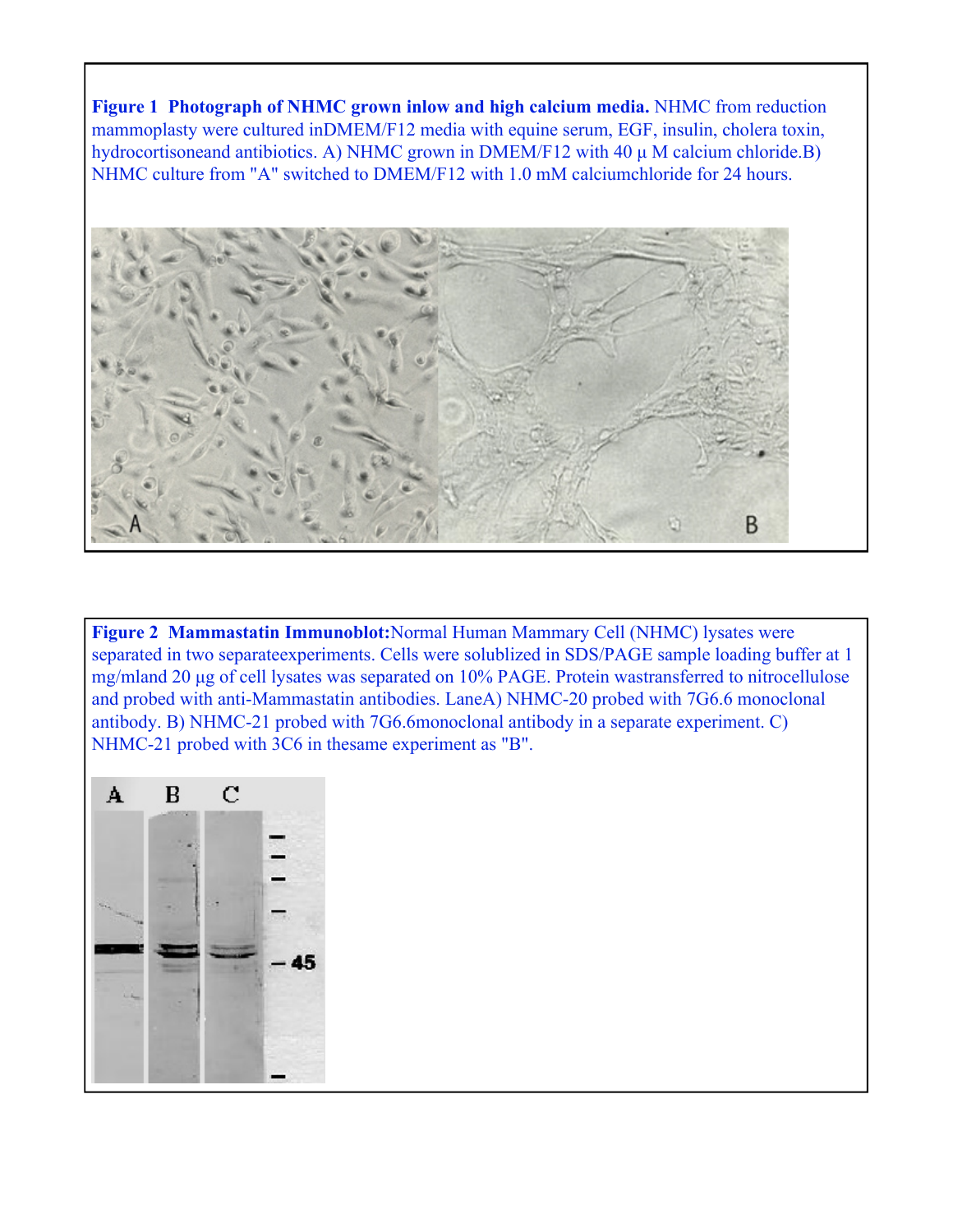**Figure 1 Photograph of NHMC grown inlow and high calcium media.** NHMC from reduction mammoplasty were cultured inDMEM/F12 media with equine serum, EGF, insulin, cholera toxin, hydrocortisoneand antibiotics. A) NHMC grown in DMEM/F12 with 40 μ M calcium chloride.B) NHMC culture from "A" switched to DMEM/F12 with 1.0 mM calciumchloride for 24 hours.

**Figure 2 Mammastatin Immunoblot:**Normal Human Mammary Cell (NHMC) lysates were separated in two separateexperiments. Cells were solublized in SDS/PAGE sample loading buffer at 1 mg/mland 20 μg of cell lysates was separated on 10% PAGE. Protein wastransferred to nitrocellulose and probed with anti-Mammastatin antibodies. LaneA) NHMC-20 probed with 7G6.6 monoclonal antibody. B) NHMC-21 probed with 7G6.6monoclonal antibody in a separate experiment. C) NHMC-21 probed with 3C6 in thesame experiment as "B".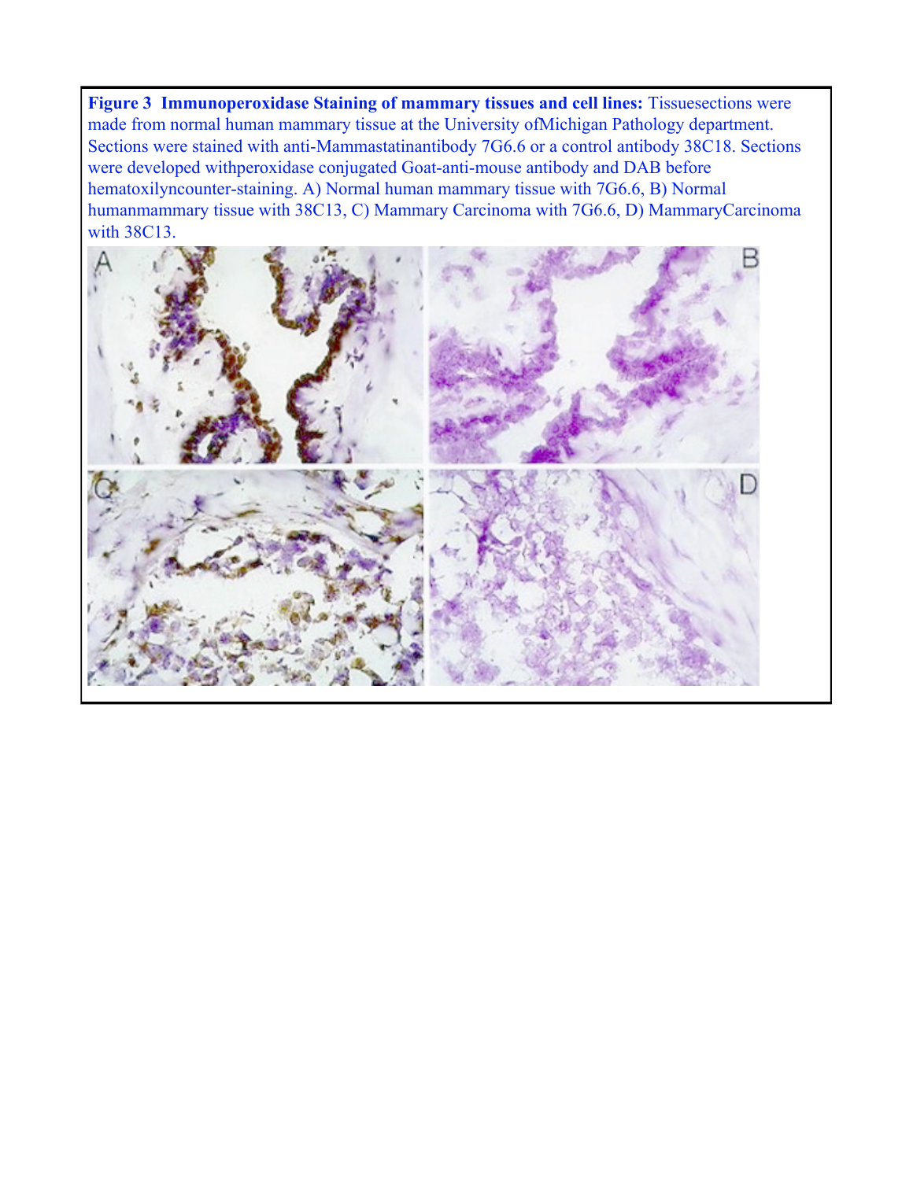**Figure 3 Immunoperoxidase Staining of mammary tissues and cell lines:** Tissuesections were made from normal human mammary tissue at the University ofMichigan Pathology department. Sections were stained with anti-Mammastatinantibody 7G6.6 or a control antibody 38C18. Sections were developed withperoxidase conjugated Goat-anti-mouse antibody and DAB before hematoxilyncounter-staining. A) Normal human mammary tissue with 7G6.6, B) Normal humanmammary tissue with 38C13, C) Mammary Carcinoma with 7G6.6, D) MammaryCarcinoma with 38C13.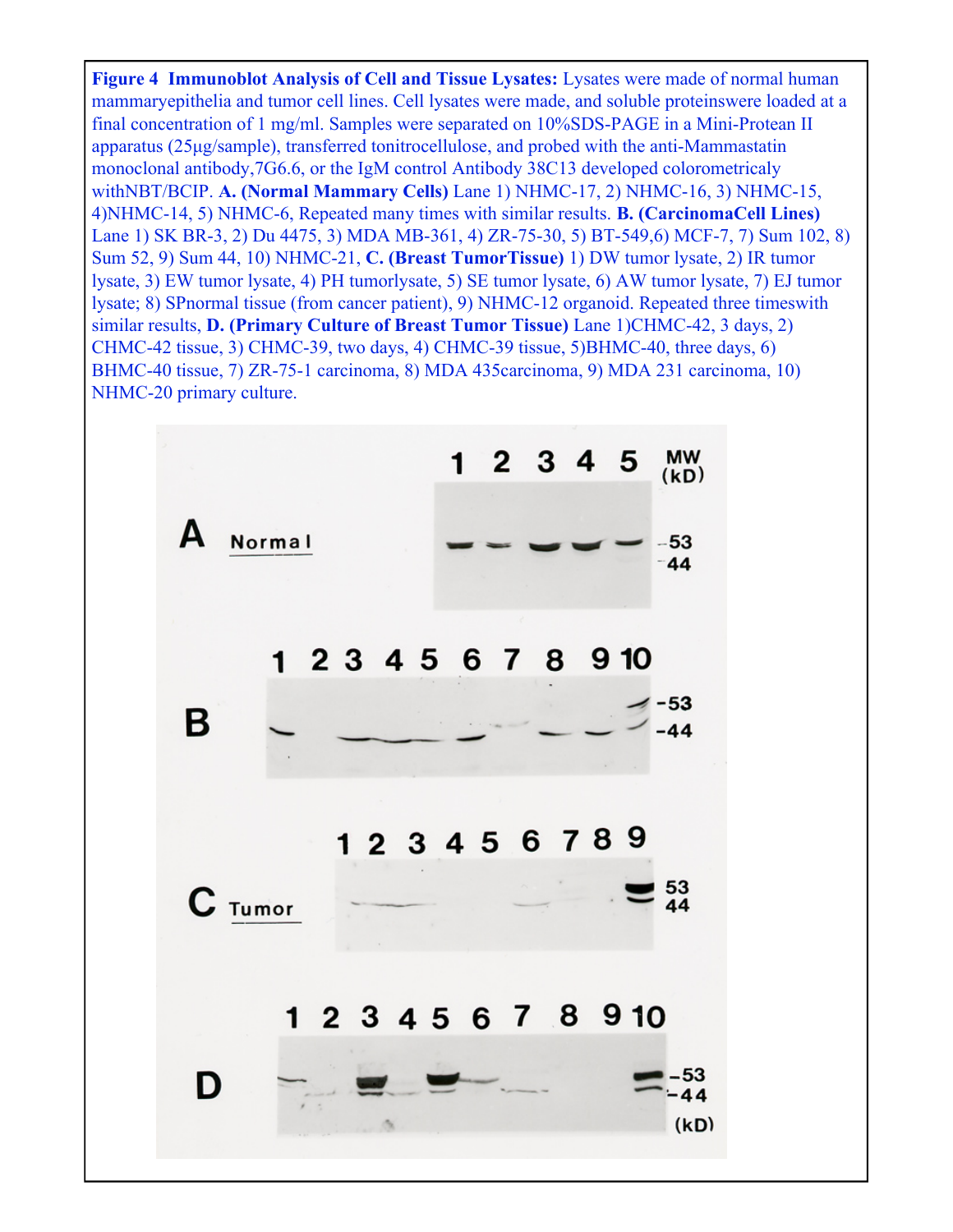**Figure 4 Immunoblot Analysis of Cell and Tissue Lysates:** Lysates were made of normal human mammaryepithelia and tumor cell lines. Cell lysates were made, and soluble proteinswere loaded at a final concentration of 1 mg/ml. Samples were separated on 10%SDS-PAGE in a Mini-Protean II apparatus (25µg/sample), transferred tonitrocellulose, and probed with the anti-Mammastatin monoclonal antibody,7G6.6, or the IgM control Antibody 38C13 developed colorometricaly withNBT/BCIP. **A. (Normal Mammary Cells)** Lane 1) NHMC-17, 2) NHMC-16, 3) NHMC-15, 4)NHMC-14, 5) NHMC-6, Repeated many times with similar results. **B. (CarcinomaCell Lines)** Lane 1) SK BR-3, 2) Du 4475, 3) MDA MB-361, 4) ZR-75-30, 5) BT-549,6) MCF-7, 7) Sum 102, 8) Sum 52, 9) Sum 44, 10) NHMC-21, **C. (Breast TumorTissue)** 1) DW tumor lysate, 2) IR tumor lysate, 3) EW tumor lysate, 4) PH tumorlysate, 5) SE tumor lysate, 6) AW tumor lysate, 7) EJ tumor lysate; 8) SPnormal tissue (from cancer patient), 9) NHMC-12 organoid. Repeated three timeswith similar results, **D. (Primary Culture of Breast Tumor Tissue)** Lane 1)CHMC-42, 3 days, 2) CHMC-42 tissue, 3) CHMC-39, two days, 4) CHMC-39 tissue, 5)BHMC-40, three days, 6) BHMC-40 tissue, 7) ZR-75-1 carcinoma, 8) MDA 435carcinoma, 9) MDA 231 carcinoma, 10) NHMC-20 primary culture.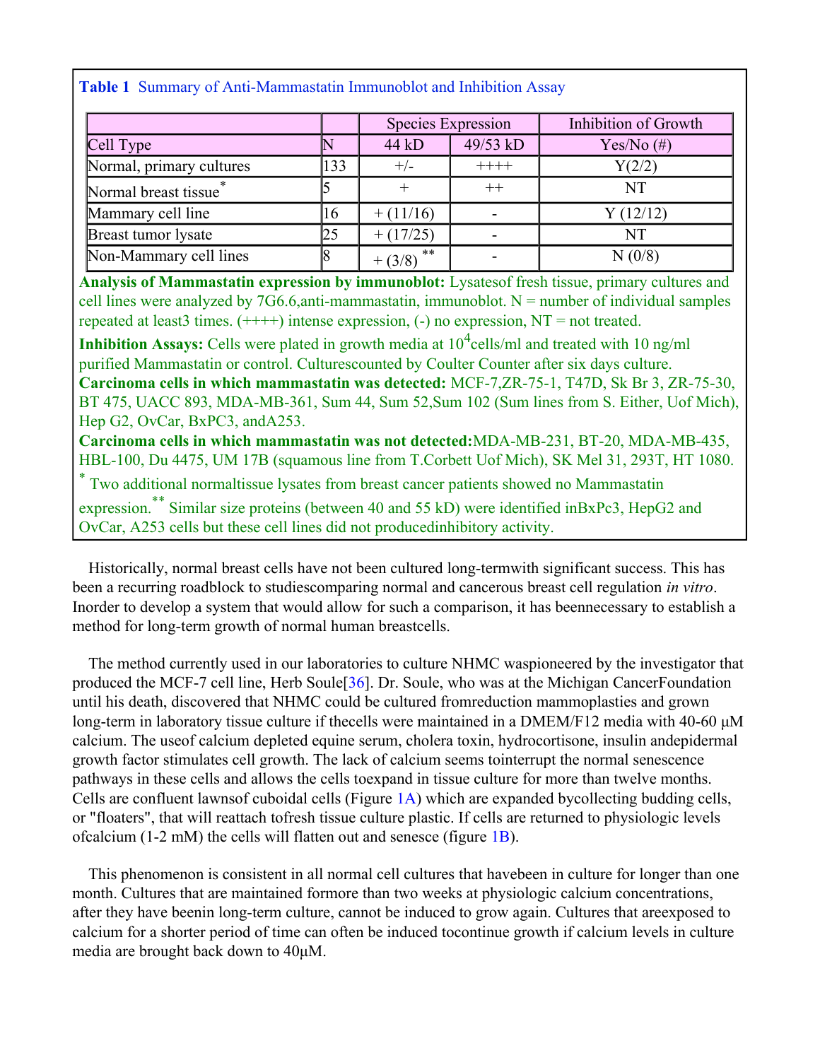**Table 1** Summary of Anti-Mammastatin Immunoblot and Inhibition Assay

| | | Species Expression | | Inhibition of Growth |
|---|---|---|---|---|
| Cell Type | N | 44 kD | 49/53 kD | Yes/No (#) |
| Normal, primary cultures | 133 | +/- | ++++ | Y(2/2) |
| Normal breast tissue* | 5 | + | ++ | NT |
| Mammary cell line | 16 | + (11/16) | - | Y (12/12) |
| Breast tumor lysate | 25 | + (17/25) | - | NT |
| Non-Mammary cell lines | 8 | + (3/8) ** | - | N (0/8) |

**Analysis of Mammastatin expression by immunoblot:** Lysatesof fresh tissue, primary cultures and cell lines were analyzed by 7G6.6,anti-mammastatin, immunoblot. N = number of individual samples repeated at least3 times. (++++) intense expression, (-) no expression, NT = not treated.

**Inhibition Assays:** Cells were plated in growth media at $10^4$cells/ml and treated with 10 ng/ml purified Mammastatin or control. Culturescounted by Coulter Counter after six days culture.

**Carcinoma cells in which mammastatin was detected:** MCF-7,ZR-75-1, T47D, Sk Br 3, ZR-75-30, BT 475, UACC 893, MDA-MB-361, Sum 44, Sum 52,Sum 102 (Sum lines from S. Either, Uof Mich), Hep G2, OvCar, BxPC3, andA253.

**Carcinoma cells in which mammastatin was not detected:**MDA-MB-231, BT-20, MDA-MB-435, HBL-100, Du 4475, UM 17B (squamous line from T.Corbett Uof Mich), SK Mel 31, 293T, HT 1080.

* Two additional normaltissue lysates from breast cancer patients showed no Mammastatin expression.** Similar size proteins (between 40 and 55 kD) were identified inBxPc3, HepG2 and OvCar, A253 cells but these cell lines did not producedinhibitory activity.

Historically, normal breast cells have not been cultured long-termwith significant success. This has been a recurring roadblock to studiescomparing normal and cancerous breast cell regulation *in vitro*. Inorder to develop a system that would allow for such a comparison, it has beennecessary to establish a method for long-term growth of normal human breastcells.

The method currently used in our laboratories to culture NHMC waspioneered by the investigator that produced the MCF-7 cell line, Herb Soule[36]. Dr. Soule, who was at the Michigan CancerFoundation until his death, discovered that NHMC could be cultured fromreduction mammoplasties and grown long-term in laboratory tissue culture if thecells were maintained in a DMEM/F12 media with 40-60 μM calcium. The useof calcium depleted equine serum, cholera toxin, hydrocortisone, insulin andepidermal growth factor stimulates cell growth. The lack of calcium seems tointerrupt the normal senescence pathways in these cells and allows the cells toexpand in tissue culture for more than twelve months. Cells are confluent lawnsof cuboidal cells (Figure 1A) which are expanded bycollecting budding cells, or "floaters", that will reattach tofresh tissue culture plastic. If cells are returned to physiologic levels ofcalcium (1-2 mM) the cells will flatten out and senesce (figure 1B).

This phenomenon is consistent in all normal cell cultures that havebeen in culture for longer than one month. Cultures that are maintained formore than two weeks at physiologic calcium concentrations, after they have beenin long-term culture, cannot be induced to grow again. Cultures that areexposed to calcium for a shorter period of time can often be induced tocontinue growth if calcium levels in culture media are brought back down to 40μM.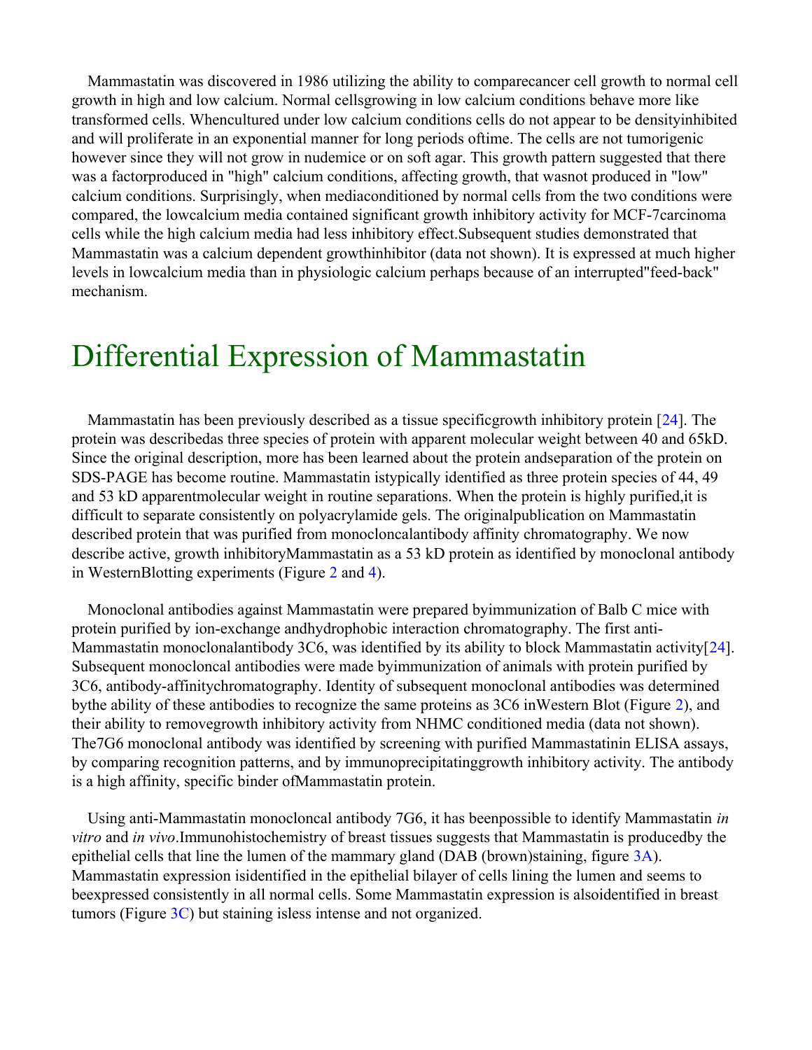Mammastatin was discovered in 1986 utilizing the ability to comparecancer cell growth to normal cell growth in high and low calcium. Normal cellsgrowing in low calcium conditions behave more like transformed cells. Whencultured under low calcium conditions cells do not appear to be densityinhibited and will proliferate in an exponential manner for long periods oftime. The cells are not tumorigenic however since they will not grow in nudemice or on soft agar. This growth pattern suggested that there was a factorproduced in "high" calcium conditions, affecting growth, that wasnot produced in "low" calcium conditions. Surprisingly, when mediaconditioned by normal cells from the two conditions were compared, the lowcalcium media contained significant growth inhibitory activity for MCF-7carcinoma cells while the high calcium media had less inhibitory effect.Subsequent studies demonstrated that Mammastatin was a calcium dependent growthinhibitor (data not shown). It is expressed at much higher levels in lowcalcium media than in physiologic calcium perhaps because of an interrupted"feed-back" mechanism.

## Differential Expression of Mammastatin

Mammastatin has been previously described as a tissue specificgrowth inhibitory protein [24]. The protein was describedas three species of protein with apparent molecular weight between 40 and 65kD. Since the original description, more has been learned about the protein andseparation of the protein on SDS-PAGE has become routine. Mammastatin istypically identified as three protein species of 44, 49 and 53 kD apparentmolecular weight in routine separations. When the protein is highly purified,it is difficult to separate consistently on polyacrylamide gels. The originalpublication on Mammastatin described protein that was purified from monoclon­calantibody affinity chromatography. We now describe active, growth inhibitoryMammastatin as a 53 kD protein as identified by monoclonal antibody in WesternBlotting experiments (Figure 2 and 4).

Monoclonal antibodies against Mammastatin were prepared byimmunization of Balb C mice with protein purified by ion-exchange andhydrophobic interaction chromatography. The first anti-Mammastatin monoclonalantibody 3C6, was identified by its ability to block Mammastatin activity[24]. Subsequent monocloncal antibodies were made byimmunization of animals with protein purified by 3C6, antibody-affinitychromatography. Identity of subsequent monoclonal antibodies was determined bythe ability of these antibodies to recognize the same proteins as 3C6 inWestern Blot (Figure 2), and their ability to removegrowth inhibitory activity from NHMC conditioned media (data not shown). The7G6 monoclonal antibody was identified by screening with purified Mammastatinin ELISA assays, by comparing recognition patterns, and by immunoprecipitatinggrowth inhibitory activity. The antibody is a high affinity, specific binder ofMammastatin protein.

Using anti-Mammastatin monocloncal antibody 7G6, it has beenpossible to identify Mammastatin *in vitro* and *in vivo*.Immunohistochemistry of breast tissues suggests that Mammastatin is producedby the epithelial cells that line the lumen of the mammary gland (DAB (brown)staining, figure 3A). Mammastatin expression isidentified in the epithelial bilayer of cells lining the lumen and seems to beexpressed consistently in all normal cells. Some Mammastatin expression is alsoidentified in breast tumors (Figure 3C) but staining isless intense and not organized.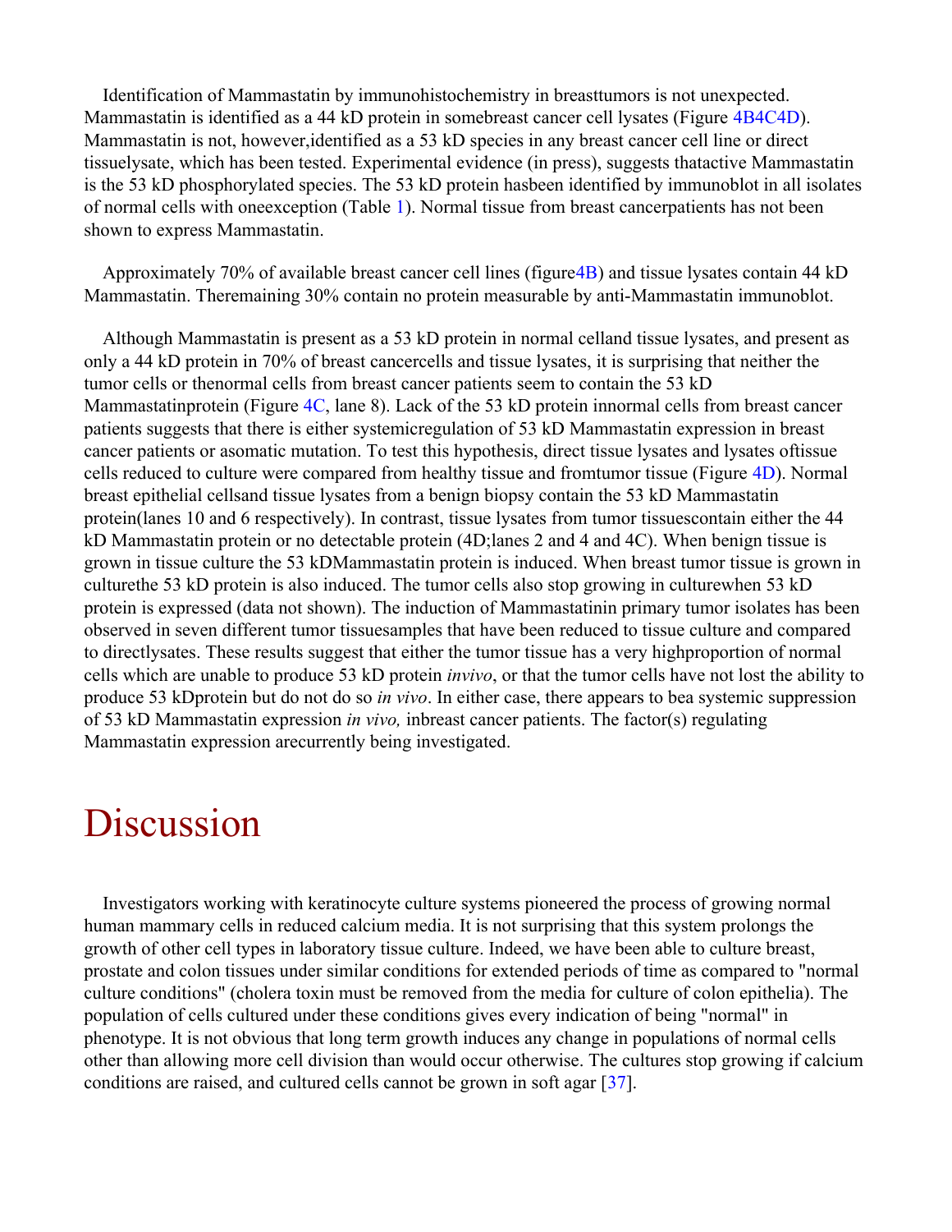Identification of Mammastatin by immunohistochemistry in breasttumors is not unexpected. Mammastatin is identified as a 44 kD protein in somebreast cancer cell lysates (Figure 4B4C4D). Mammastatin is not, however,identified as a 53 kD species in any breast cancer cell line or direct tissuelysate, which has been tested. Experimental evidence (in press), suggests thatactive Mammastatin is the 53 kD phosphorylated species. The 53 kD protein hasbeen identified by immunoblot in all isolates of normal cells with oneexception (Table 1). Normal tissue from breast cancerpatients has not been shown to express Mammastatin.

Approximately 70% of available breast cancer cell lines (figure4B) and tissue lysates contain 44 kD Mammastatin. Theremaining 30% contain no protein measurable by anti-Mammastatin immunoblot.

Although Mammastatin is present as a 53 kD protein in normal celland tissue lysates, and present as only a 44 kD protein in 70% of breast cancercells and tissue lysates, it is surprising that neither the tumor cells or thenormal cells from breast cancer patients seem to contain the 53 kD Mammastatinprotein (Figure 4C, lane 8). Lack of the 53 kD protein innormal cells from breast cancer patients suggests that there is either systemicregulation of 53 kD Mammastatin expression in breast cancer patients or asomatic mutation. To test this hypothesis, direct tissue lysates and lysates oftissue cells reduced to culture were compared from healthy tissue and fromtumor tissue (Figure 4D). Normal breast epithelial cellsand tissue lysates from a benign biopsy contain the 53 kD Mammastatin protein(lanes 10 and 6 respectively). In contrast, tissue lysates from tumor tissuescontain either the 44 kD Mammastatin protein or no detectable protein (4D;lanes 2 and 4 and 4C). When benign tissue is grown in tissue culture the 53 kDMammastatin protein is induced. When breast tumor tissue is grown in culturethe 53 kD protein is also induced. The tumor cells also stop growing in culturewhen 53 kD protein is expressed (data not shown). The induction of Mammastatinin primary tumor isolates has been observed in seven different tumor tissuesamples that have been reduced to tissue culture and compared to directlysates. These results suggest that either the tumor tissue has a very highproportion of normal cells which are unable to produce 53 kD protein *invivo*, or that the tumor cells have not lost the ability to produce 53 kDprotein but do not do so *in vivo*. In either case, there appears to bea systemic suppression of 53 kD Mammastatin expression *in vivo,* inbreast cancer patients. The factor(s) regulating Mammastatin expression arecurrently being investigated.

# Discussion

Investigators working with keratinocyte culture systems pioneered the process of growing normal human mammary cells in reduced calcium media. It is not surprising that this system prolongs the growth of other cell types in laboratory tissue culture. Indeed, we have been able to culture breast, prostate and colon tissues under similar conditions for extended periods of time as compared to "normal culture conditions" (cholera toxin must be removed from the media for culture of colon epithelia). The population of cells cultured under these conditions gives every indication of being "normal" in phenotype. It is not obvious that long term growth induces any change in populations of normal cells other than allowing more cell division than would occur otherwise. The cultures stop growing if calcium conditions are raised, and cultured cells cannot be grown in soft agar [37].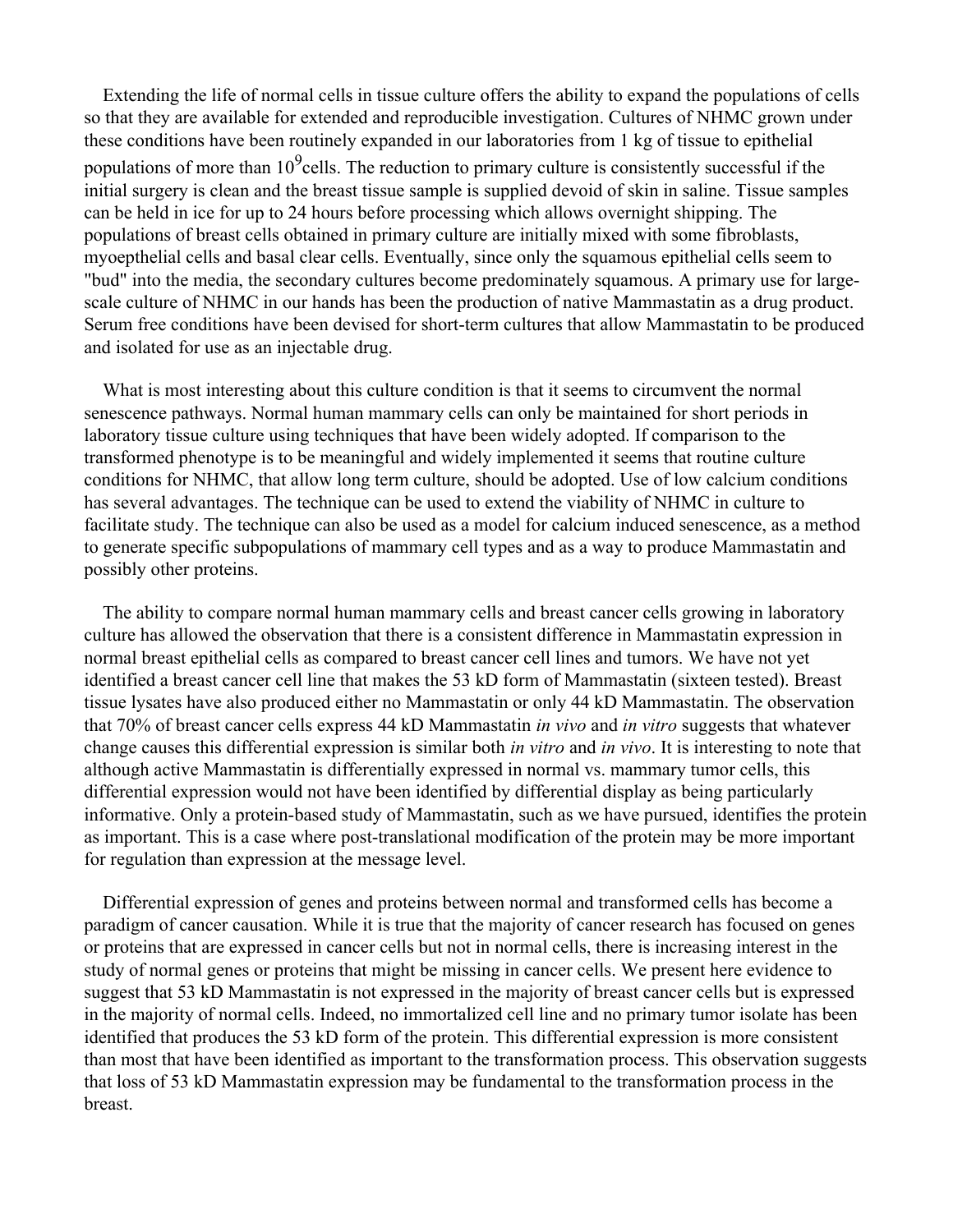Extending the life of normal cells in tissue culture offers the ability to expand the populations of cells so that they are available for extended and reproducible investigation. Cultures of NHMC grown under these conditions have been routinely expanded in our laboratories from 1 kg of tissue to epithelial populations of more than $10^9$ cells. The reduction to primary culture is consistently successful if the initial surgery is clean and the breast tissue sample is supplied devoid of skin in saline. Tissue samples can be held in ice for up to 24 hours before processing which allows overnight shipping. The populations of breast cells obtained in primary culture are initially mixed with some fibroblasts, myoepthelial cells and basal clear cells. Eventually, since only the squamous epithelial cells seem to "bud" into the media, the secondary cultures become predominately squamous. A primary use for large-scale culture of NHMC in our hands has been the production of native Mammastatin as a drug product. Serum free conditions have been devised for short-term cultures that allow Mammastatin to be produced and isolated for use as an injectable drug.

What is most interesting about this culture condition is that it seems to circumvent the normal senescence pathways. Normal human mammary cells can only be maintained for short periods in laboratory tissue culture using techniques that have been widely adopted. If comparison to the transformed phenotype is to be meaningful and widely implemented it seems that routine culture conditions for NHMC, that allow long term culture, should be adopted. Use of low calcium conditions has several advantages. The technique can be used to extend the viability of NHMC in culture to facilitate study. The technique can also be used as a model for calcium induced senescence, as a method to generate specific subpopulations of mammary cell types and as a way to produce Mammastatin and possibly other proteins.

The ability to compare normal human mammary cells and breast cancer cells growing in laboratory culture has allowed the observation that there is a consistent difference in Mammastatin expression in normal breast epithelial cells as compared to breast cancer cell lines and tumors. We have not yet identified a breast cancer cell line that makes the 53 kD form of Mammastatin (sixteen tested). Breast tissue lysates have also produced either no Mammastatin or only 44 kD Mammastatin. The observation that 70% of breast cancer cells express 44 kD Mammastatin *in vivo* and *in vitro* suggests that whatever change causes this differential expression is similar both *in vitro* and *in vivo*. It is interesting to note that although active Mammastatin is differentially expressed in normal vs. mammary tumor cells, this differential expression would not have been identified by differential display as being particularly informative. Only a protein-based study of Mammastatin, such as we have pursued, identifies the protein as important. This is a case where post-translational modification of the protein may be more important for regulation than expression at the message level.

Differential expression of genes and proteins between normal and transformed cells has become a paradigm of cancer causation. While it is true that the majority of cancer research has focused on genes or proteins that are expressed in cancer cells but not in normal cells, there is increasing interest in the study of normal genes or proteins that might be missing in cancer cells. We present here evidence to suggest that 53 kD Mammastatin is not expressed in the majority of breast cancer cells but is expressed in the majority of normal cells. Indeed, no immortalized cell line and no primary tumor isolate has been identified that produces the 53 kD form of the protein. This differential expression is more consistent than most that have been identified as important to the transformation process. This observation suggests that loss of 53 kD Mammastatin expression may be fundamental to the transformation process in the breast.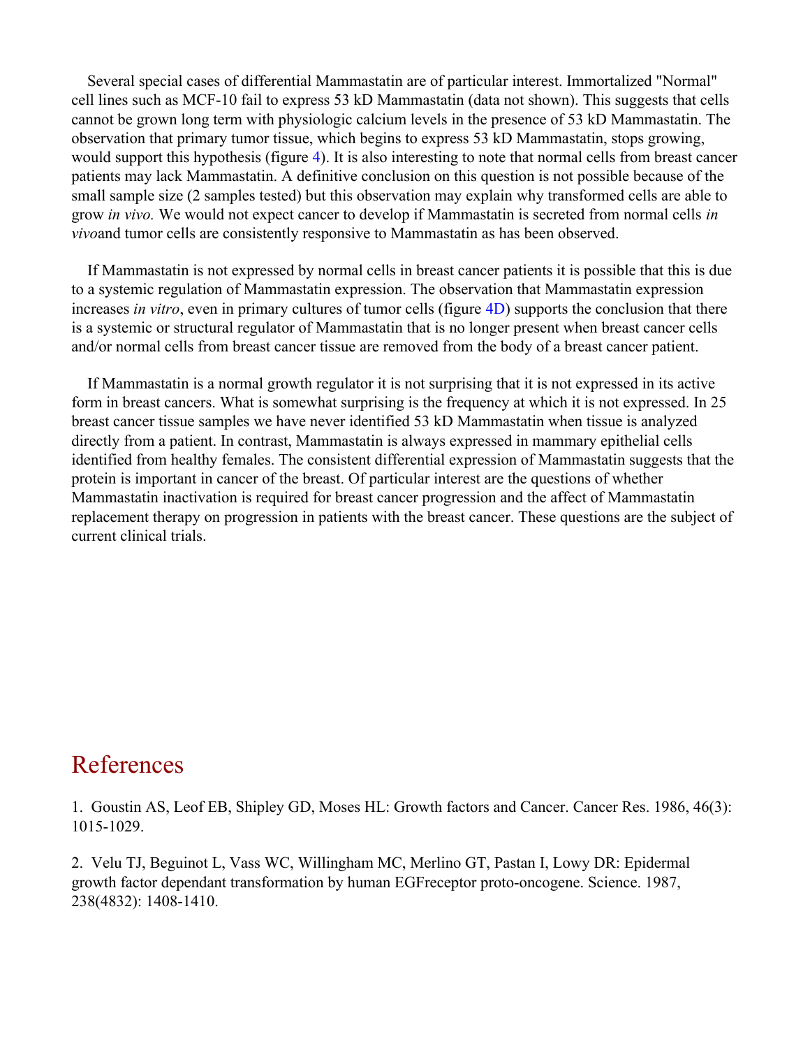Several special cases of differential Mammastatin are of particular interest. Immortalized "Normal" cell lines such as MCF-10 fail to express 53 kD Mammastatin (data not shown). This suggests that cells cannot be grown long term with physiologic calcium levels in the presence of 53 kD Mammastatin. The observation that primary tumor tissue, which begins to express 53 kD Mammastatin, stops growing, would support this hypothesis (figure 4). It is also interesting to note that normal cells from breast cancer patients may lack Mammastatin. A definitive conclusion on this question is not possible because of the small sample size (2 samples tested) but this observation may explain why transformed cells are able to grow *in vivo.* We would not expect cancer to develop if Mammastatin is secreted from normal cells *in vivo*and tumor cells are consistently responsive to Mammastatin as has been observed.

If Mammastatin is not expressed by normal cells in breast cancer patients it is possible that this is due to a systemic regulation of Mammastatin expression. The observation that Mammastatin expression increases *in vitro*, even in primary cultures of tumor cells (figure 4D) supports the conclusion that there is a systemic or structural regulator of Mammastatin that is no longer present when breast cancer cells and/or normal cells from breast cancer tissue are removed from the body of a breast cancer patient.

If Mammastatin is a normal growth regulator it is not surprising that it is not expressed in its active form in breast cancers. What is somewhat surprising is the frequency at which it is not expressed. In 25 breast cancer tissue samples we have never identified 53 kD Mammastatin when tissue is analyzed directly from a patient. In contrast, Mammastatin is always expressed in mammary epithelial cells identified from healthy females. The consistent differential expression of Mammastatin suggests that the protein is important in cancer of the breast. Of particular interest are the questions of whether Mammastatin inactivation is required for breast cancer progression and the affect of Mammastatin replacement therapy on progression in patients with the breast cancer. These questions are the subject of current clinical trials.

## References

1. Goustin AS, Leof EB, Shipley GD, Moses HL: Growth factors and Cancer. Cancer Res. 1986, 46(3): 1015-1029.

2. Velu TJ, Beguinot L, Vass WC, Willingham MC, Merlino GT, Pastan I, Lowy DR: Epidermal growth factor dependant transformation by human EGFreceptor proto-oncogene. Science. 1987, 238(4832): 1408-1410.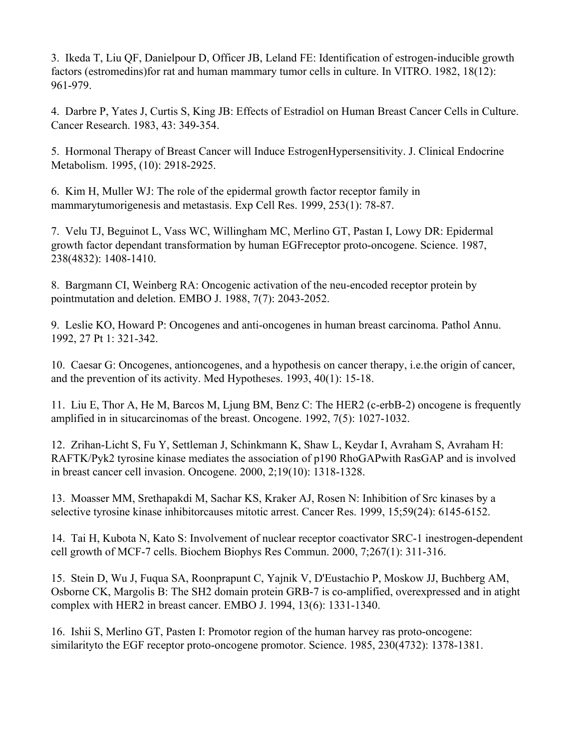3. Ikeda T, Liu QF, Danielpour D, Officer JB, Leland FE: Identification of estrogen-inducible growth factors (estromedins)for rat and human mammary tumor cells in culture. In VITRO. 1982, 18(12): 961-979.

4. Darbre P, Yates J, Curtis S, King JB: Effects of Estradiol on Human Breast Cancer Cells in Culture. Cancer Research. 1983, 43: 349-354.

5. Hormonal Therapy of Breast Cancer will Induce EstrogenHypersensitivity. J. Clinical Endocrine Metabolism. 1995, (10): 2918-2925.

6. Kim H, Muller WJ: The role of the epidermal growth factor receptor family in mammarytumorigenesis and metastasis. Exp Cell Res. 1999, 253(1): 78-87.

7. Velu TJ, Beguinot L, Vass WC, Willingham MC, Merlino GT, Pastan I, Lowy DR: Epidermal growth factor dependant transformation by human EGFreceptor proto-oncogene. Science. 1987, 238(4832): 1408-1410.

8. Bargmann CI, Weinberg RA: Oncogenic activation of the neu-encoded receptor protein by pointmutation and deletion. EMBO J. 1988, 7(7): 2043-2052.

9. Leslie KO, Howard P: Oncogenes and anti-oncogenes in human breast carcinoma. Pathol Annu. 1992, 27 Pt 1: 321-342.

10. Caesar G: Oncogenes, antioncogenes, and a hypothesis on cancer therapy, i.e.the origin of cancer, and the prevention of its activity. Med Hypotheses. 1993, 40(1): 15-18.

11. Liu E, Thor A, He M, Barcos M, Ljung BM, Benz C: The HER2 (c-erbB-2) oncogene is frequently amplified in in situcarcinomas of the breast. Oncogene. 1992, 7(5): 1027-1032.

12. Zrihan-Licht S, Fu Y, Settleman J, Schinkmann K, Shaw L, Keydar I, Avraham S, Avraham H: RAFTK/Pyk2 tyrosine kinase mediates the association of p190 RhoGAPwith RasGAP and is involved in breast cancer cell invasion. Oncogene. 2000, 2;19(10): 1318-1328.

13. Moasser MM, Srethapakdi M, Sachar KS, Kraker AJ, Rosen N: Inhibition of Src kinases by a selective tyrosine kinase inhibitorcauses mitotic arrest. Cancer Res. 1999, 15;59(24): 6145-6152.

14. Tai H, Kubota N, Kato S: Involvement of nuclear receptor coactivator SRC-1 inestrogen-dependent cell growth of MCF-7 cells. Biochem Biophys Res Commun. 2000, 7;267(1): 311-316.

15. Stein D, Wu J, Fuqua SA, Roonprapunt C, Yajnik V, D'Eustachio P, Moskow JJ, Buchberg AM, Osborne CK, Margolis B: The SH2 domain protein GRB-7 is co-amplified, overexpressed and in atight complex with HER2 in breast cancer. EMBO J. 1994, 13(6): 1331-1340.

16. Ishii S, Merlino GT, Pasten I: Promotor region of the human harvey ras proto-oncogene: similarityto the EGF receptor proto-oncogene promotor. Science. 1985, 230(4732): 1378-1381.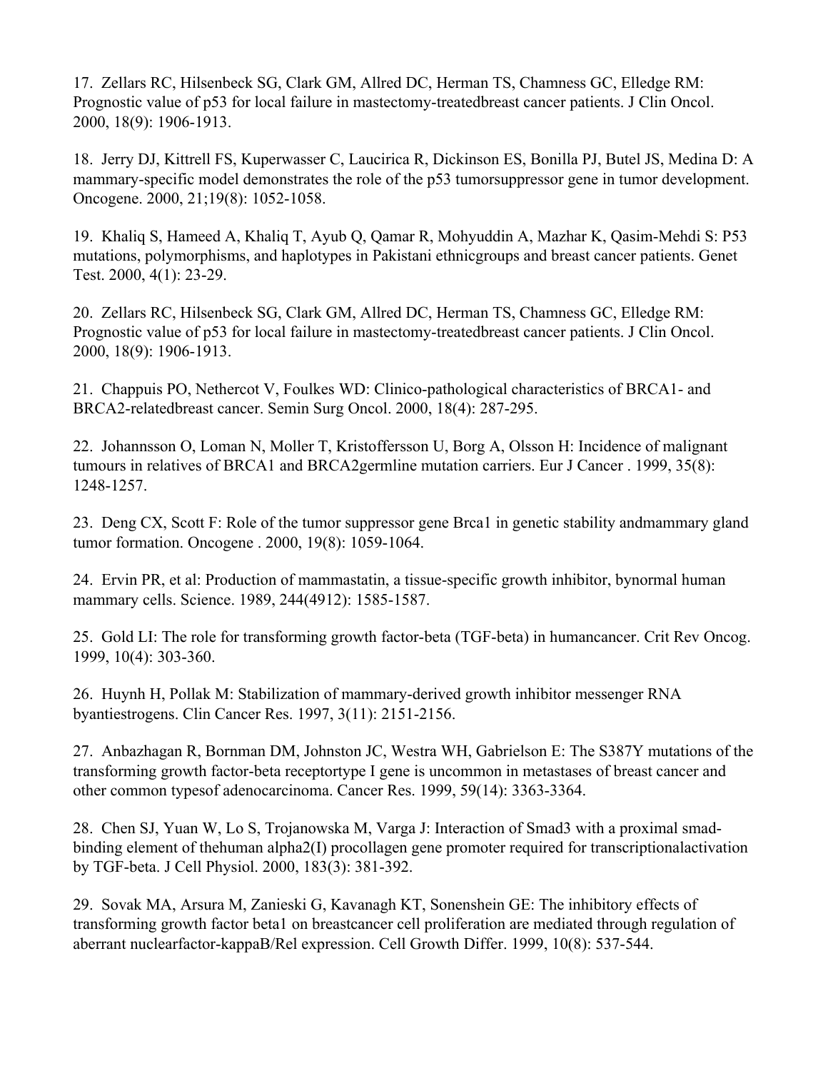17. Zellars RC, Hilsenbeck SG, Clark GM, Allred DC, Herman TS, Chamness GC, Elledge RM: Prognostic value of p53 for local failure in mastectomy-treatedbreast cancer patients. J Clin Oncol. 2000, 18(9): 1906-1913.

18. Jerry DJ, Kittrell FS, Kuperwasser C, Laucirica R, Dickinson ES, Bonilla PJ, Butel JS, Medina D: A mammary-specific model demonstrates the role of the p53 tumorsuppressor gene in tumor development. Oncogene. 2000, 21;19(8): 1052-1058.

19. Khaliq S, Hameed A, Khaliq T, Ayub Q, Qamar R, Mohyuddin A, Mazhar K, Qasim-Mehdi S: P53 mutations, polymorphisms, and haplotypes in Pakistani ethnicgroups and breast cancer patients. Genet Test. 2000, 4(1): 23-29.

20. Zellars RC, Hilsenbeck SG, Clark GM, Allred DC, Herman TS, Chamness GC, Elledge RM: Prognostic value of p53 for local failure in mastectomy-treatedbreast cancer patients. J Clin Oncol. 2000, 18(9): 1906-1913.

21. Chappuis PO, Nethercot V, Foulkes WD: Clinico-pathological characteristics of BRCA1- and BRCA2-relatedbreast cancer. Semin Surg Oncol. 2000, 18(4): 287-295.

22. Johannsson O, Loman N, Moller T, Kristoffersson U, Borg A, Olsson H: Incidence of malignant tumours in relatives of BRCA1 and BRCA2germline mutation carriers. Eur J Cancer . 1999, 35(8): 1248-1257.

23. Deng CX, Scott F: Role of the tumor suppressor gene Brca1 in genetic stability andmammary gland tumor formation. Oncogene . 2000, 19(8): 1059-1064.

24. Ervin PR, et al: Production of mammastatin, a tissue-specific growth inhibitor, bynormal human mammary cells. Science. 1989, 244(4912): 1585-1587.

25. Gold LI: The role for transforming growth factor-beta (TGF-beta) in humancancer. Crit Rev Oncog. 1999, 10(4): 303-360.

26. Huynh H, Pollak M: Stabilization of mammary-derived growth inhibitor messenger RNA byantiestrogens. Clin Cancer Res. 1997, 3(11): 2151-2156.

27. Anbazhagan R, Bornman DM, Johnston JC, Westra WH, Gabrielson E: The S387Y mutations of the transforming growth factor-beta receptortype I gene is uncommon in metastases of breast cancer and other common typesof adenocarcinoma. Cancer Res. 1999, 59(14): 3363-3364.

28. Chen SJ, Yuan W, Lo S, Trojanowska M, Varga J: Interaction of Smad3 with a proximal smad-binding element of thehuman alpha2(I) procollagen gene promoter required for transcriptionalactivation by TGF-beta. J Cell Physiol. 2000, 183(3): 381-392.

29. Sovak MA, Arsura M, Zanieski G, Kavanagh KT, Sonenshein GE: The inhibitory effects of transforming growth factor beta1 on breastcancer cell proliferation are mediated through regulation of aberrant nuclearfactor-kappaB/Rel expression. Cell Growth Differ. 1999, 10(8): 537-544.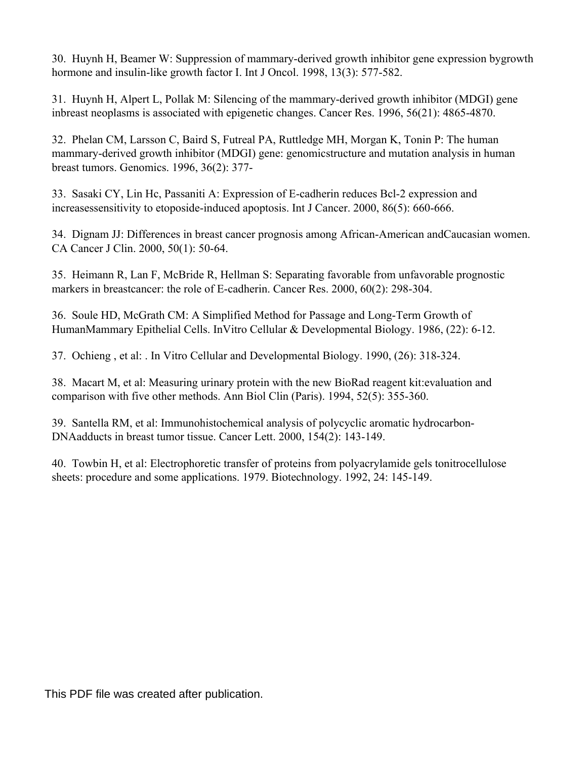30. Huynh H, Beamer W: Suppression of mammary-derived growth inhibitor gene expression bygrowth hormone and insulin-like growth factor I. Int J Oncol. 1998, 13(3): 577-582.

31. Huynh H, Alpert L, Pollak M: Silencing of the mammary-derived growth inhibitor (MDGI) gene inbreast neoplasms is associated with epigenetic changes. Cancer Res. 1996, 56(21): 4865-4870.

32. Phelan CM, Larsson C, Baird S, Futreal PA, Ruttledge MH, Morgan K, Tonin P: The human mammary-derived growth inhibitor (MDGI) gene: genomicstructure and mutation analysis in human breast tumors. Genomics. 1996, 36(2): 377-

33. Sasaki CY, Lin Hc, Passaniti A: Expression of E-cadherin reduces Bcl-2 expression and increasessensitivity to etoposide-induced apoptosis. Int J Cancer. 2000, 86(5): 660-666.

34. Dignam JJ: Differences in breast cancer prognosis among African-American andCaucasian women. CA Cancer J Clin. 2000, 50(1): 50-64.

35. Heimann R, Lan F, McBride R, Hellman S: Separating favorable from unfavorable prognostic markers in breastcancer: the role of E-cadherin. Cancer Res. 2000, 60(2): 298-304.

36. Soule HD, McGrath CM: A Simplified Method for Passage and Long-Term Growth of HumanMammary Epithelial Cells. InVitro Cellular & Developmental Biology. 1986, (22): 6-12.

37. Ochieng , et al: . In Vitro Cellular and Developmental Biology. 1990, (26): 318-324.

38. Macart M, et al: Measuring urinary protein with the new BioRad reagent kit:evaluation and comparison with five other methods. Ann Biol Clin (Paris). 1994, 52(5): 355-360.

39. Santella RM, et al: Immunohistochemical analysis of polycyclic aromatic hydrocarbon-DNAadducts in breast tumor tissue. Cancer Lett. 2000, 154(2): 143-149.

40. Towbin H, et al: Electrophoretic transfer of proteins from polyacrylamide gels tonitrocellulose sheets: procedure and some applications. 1979. Biotechnology. 1992, 24: 145-149.

This PDF file was created after publication.